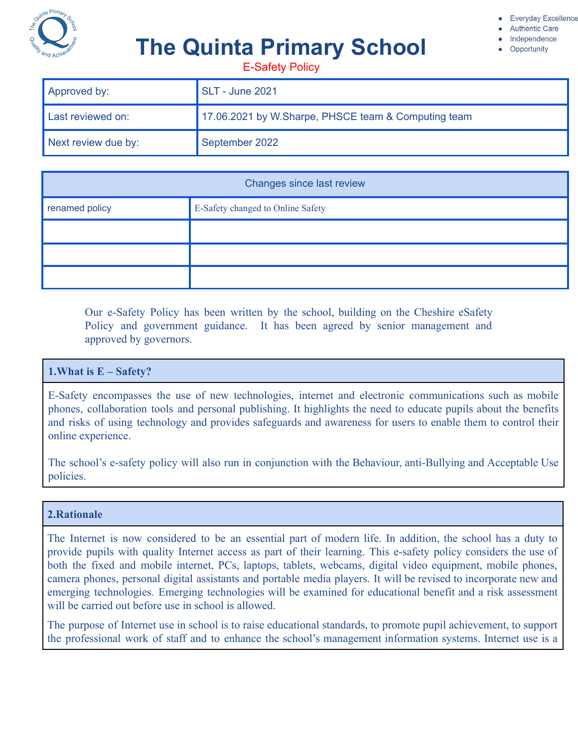# The Quinta Primary School

- Everyday Excellence
- Authentic Care
- Independence
- Opportunity

E-Safety Policy

| Approved by: | SLT - June 2021 |
|---|---|
| Last reviewed on: | 17.06.2021 by W.Sharpe, PHSCE team & Computing team |
| Next review due by: | September 2022 |

| Changes since last review | |
|---|---|
| renamed policy | E-Safety changed to Online Safety |
| | |
| | |
| | |

Our e-Safety Policy has been written by the school, building on the Cheshire eSafety Policy and government guidance. It has been agreed by senior management and approved by governors.

## 1.What is E – Safety?

E-Safety encompasses the use of new technologies, internet and electronic communications such as mobile phones, collaboration tools and personal publishing. It highlights the need to educate pupils about the benefits and risks of using technology and provides safeguards and awareness for users to enable them to control their online experience.

The school's e-safety policy will also run in conjunction with the Behaviour, anti-Bullying and Acceptable Use policies.

## 2.Rationale

The Internet is now considered to be an essential part of modern life. In addition, the school has a duty to provide pupils with quality Internet access as part of their learning. This e-safety policy considers the use of both the fixed and mobile internet, PCs, laptops, tablets, webcams, digital video equipment, mobile phones, camera phones, personal digital assistants and portable media players. It will be revised to incorporate new and emerging technologies. Emerging technologies will be examined for educational benefit and a risk assessment will be carried out before use in school is allowed.

The purpose of Internet use in school is to raise educational standards, to promote pupil achievement, to support the professional work of staff and to enhance the school's management information systems. Internet use is a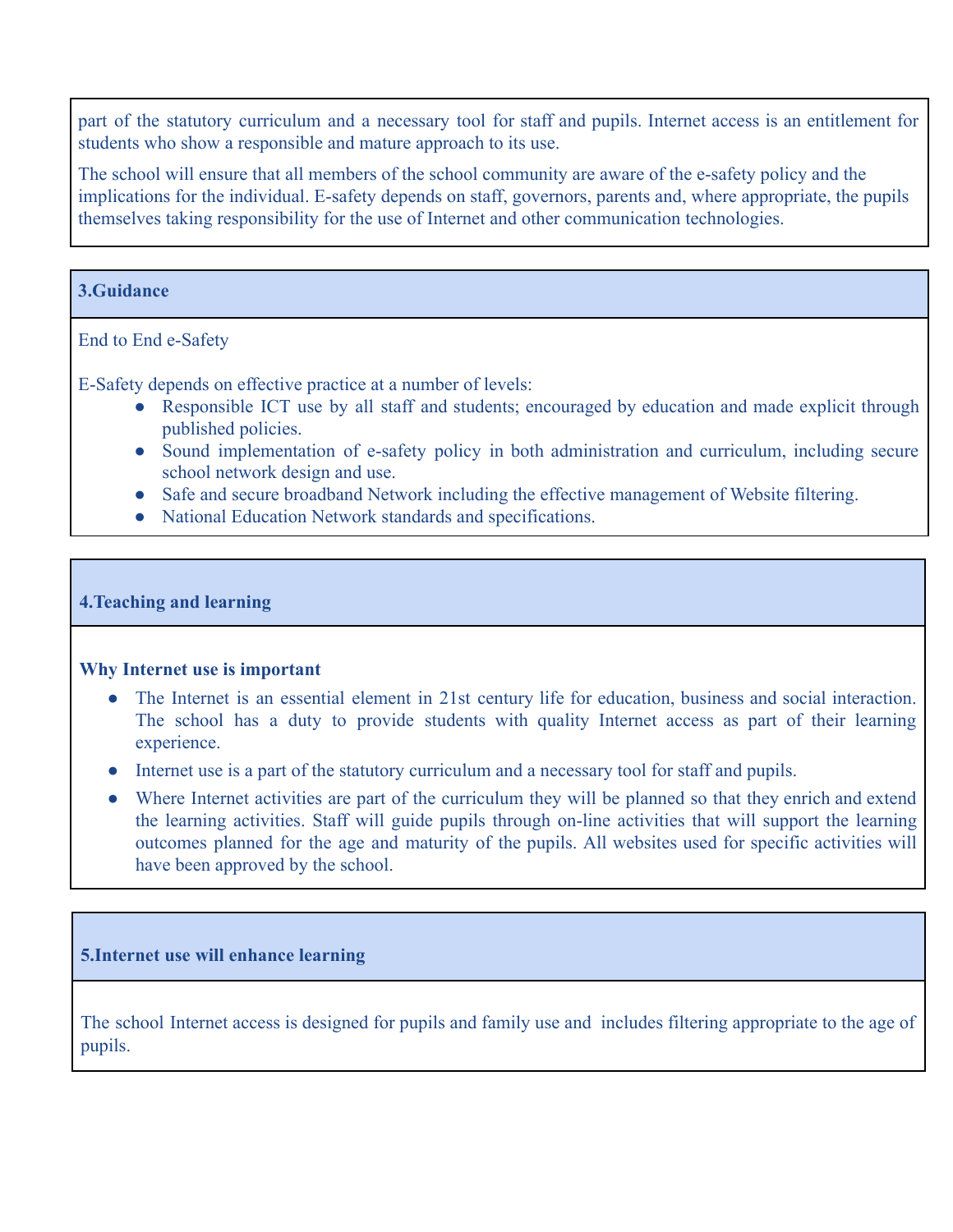part of the statutory curriculum and a necessary tool for staff and pupils. Internet access is an entitlement for students who show a responsible and mature approach to its use.

The school will ensure that all members of the school community are aware of the e-safety policy and the implications for the individual. E-safety depends on staff, governors, parents and, where appropriate, the pupils themselves taking responsibility for the use of Internet and other communication technologies.

## 3.Guidance

End to End e-Safety

E-Safety depends on effective practice at a number of levels:

- Responsible ICT use by all staff and students; encouraged by education and made explicit through published policies.
- Sound implementation of e-safety policy in both administration and curriculum, including secure school network design and use.
- Safe and secure broadband Network including the effective management of Website filtering.
- National Education Network standards and specifications.

## 4.Teaching and learning

**Why Internet use is important**

- The Internet is an essential element in 21st century life for education, business and social interaction. The school has a duty to provide students with quality Internet access as part of their learning experience.
- Internet use is a part of the statutory curriculum and a necessary tool for staff and pupils.
- Where Internet activities are part of the curriculum they will be planned so that they enrich and extend the learning activities. Staff will guide pupils through on-line activities that will support the learning outcomes planned for the age and maturity of the pupils. All websites used for specific activities will have been approved by the school.

## 5.Internet use will enhance learning

The school Internet access is designed for pupils and family use and includes filtering appropriate to the age of pupils.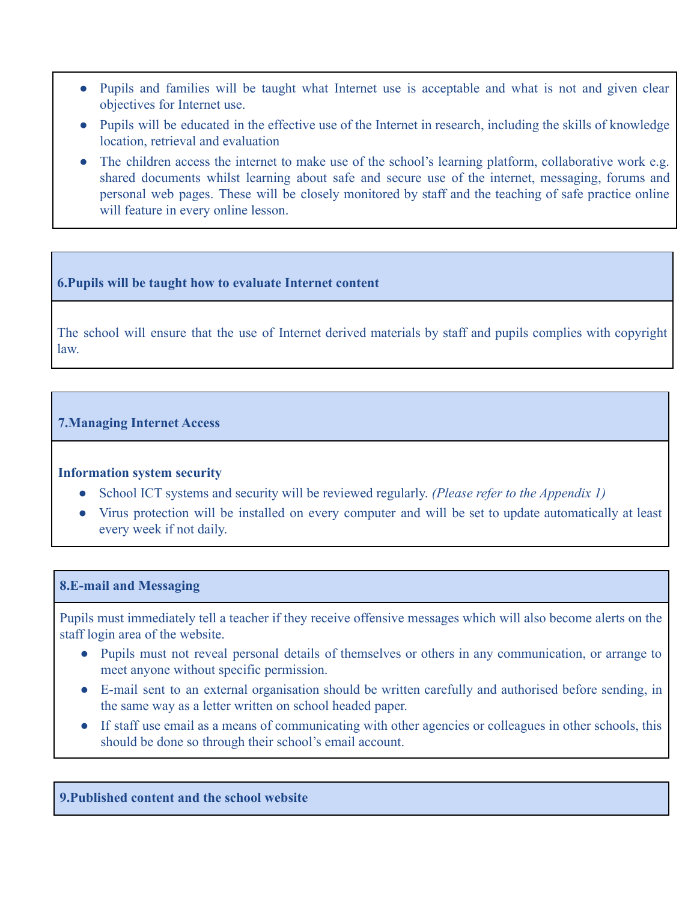- Pupils and families will be taught what Internet use is acceptable and what is not and given clear objectives for Internet use.
- Pupils will be educated in the effective use of the Internet in research, including the skills of knowledge location, retrieval and evaluation
- The children access the internet to make use of the school's learning platform, collaborative work e.g. shared documents whilst learning about safe and secure use of the internet, messaging, forums and personal web pages. These will be closely monitored by staff and the teaching of safe practice online will feature in every online lesson.

## 6.Pupils will be taught how to evaluate Internet content

The school will ensure that the use of Internet derived materials by staff and pupils complies with copyright law.

## 7.Managing Internet Access

**Information system security**

- School ICT systems and security will be reviewed regularly. *(Please refer to the Appendix 1)*
- Virus protection will be installed on every computer and will be set to update automatically at least every week if not daily.

## 8.E-mail and Messaging

Pupils must immediately tell a teacher if they receive offensive messages which will also become alerts on the staff login area of the website.

- Pupils must not reveal personal details of themselves or others in any communication, or arrange to meet anyone without specific permission.
- E-mail sent to an external organisation should be written carefully and authorised before sending, in the same way as a letter written on school headed paper.
- If staff use email as a means of communicating with other agencies or colleagues in other schools, this should be done so through their school's email account.

## 9.Published content and the school website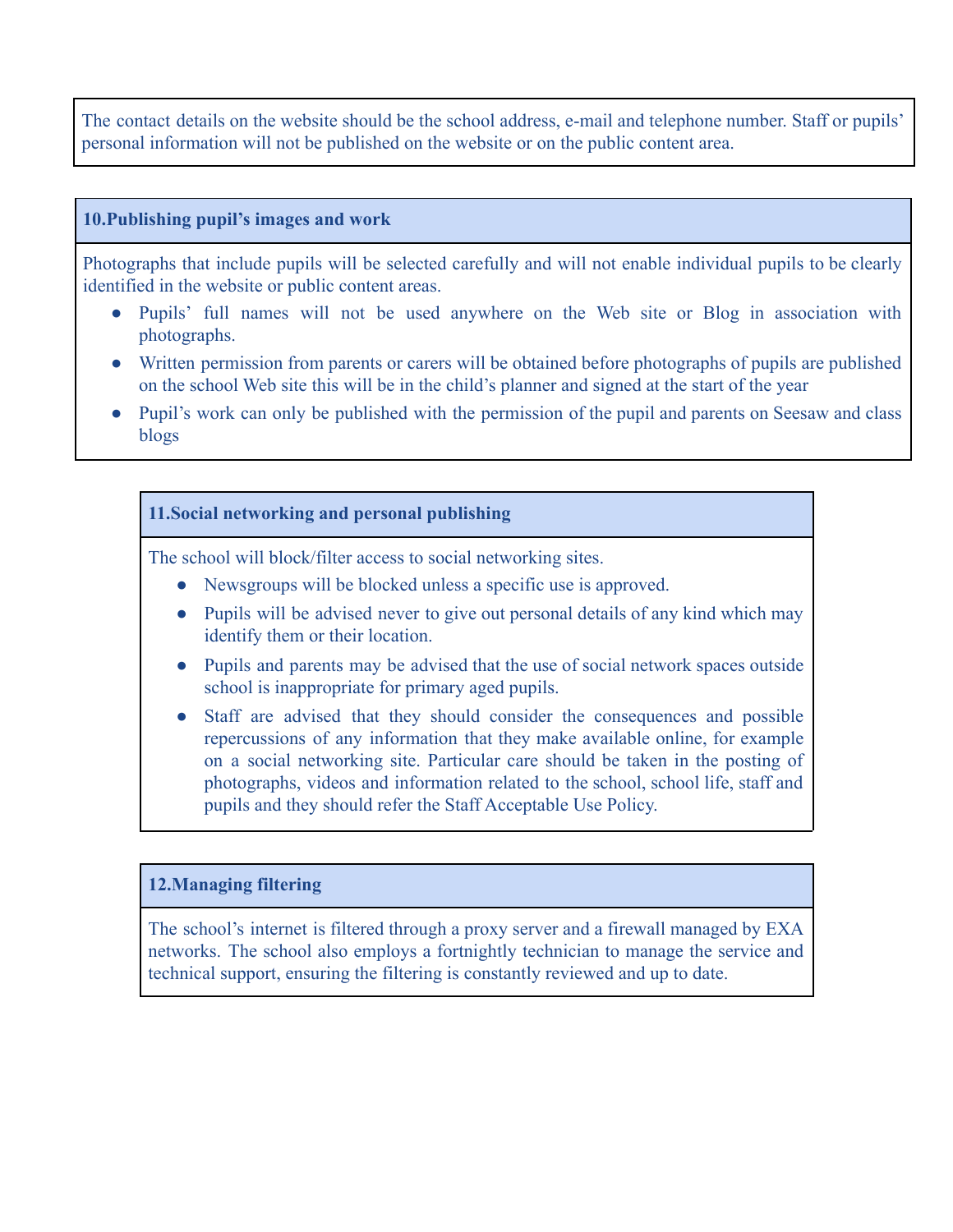The contact details on the website should be the school address, e-mail and telephone number. Staff or pupils' personal information will not be published on the website or on the public content area.

## 10.Publishing pupil's images and work

Photographs that include pupils will be selected carefully and will not enable individual pupils to be clearly identified in the website or public content areas.

- Pupils' full names will not be used anywhere on the Web site or Blog in association with photographs.
- Written permission from parents or carers will be obtained before photographs of pupils are published on the school Web site this will be in the child's planner and signed at the start of the year
- Pupil's work can only be published with the permission of the pupil and parents on Seesaw and class blogs

## 11.Social networking and personal publishing

The school will block/filter access to social networking sites.

- Newsgroups will be blocked unless a specific use is approved.
- Pupils will be advised never to give out personal details of any kind which may identify them or their location.
- Pupils and parents may be advised that the use of social network spaces outside school is inappropriate for primary aged pupils.
- Staff are advised that they should consider the consequences and possible repercussions of any information that they make available online, for example on a social networking site. Particular care should be taken in the posting of photographs, videos and information related to the school, school life, staff and pupils and they should refer the Staff Acceptable Use Policy.

## 12.Managing filtering

The school's internet is filtered through a proxy server and a firewall managed by EXA networks. The school also employs a fortnightly technician to manage the service and technical support, ensuring the filtering is constantly reviewed and up to date.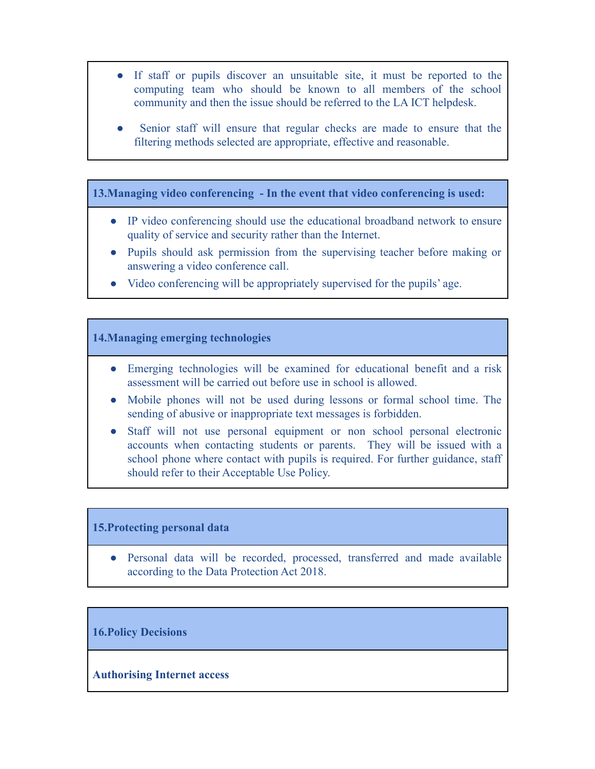- If staff or pupils discover an unsuitable site, it must be reported to the computing team who should be known to all members of the school community and then the issue should be referred to the LA ICT helpdesk.

- Senior staff will ensure that regular checks are made to ensure that the filtering methods selected are appropriate, effective and reasonable.

## 13.Managing video conferencing - In the event that video conferencing is used:

- IP video conferencing should use the educational broadband network to ensure quality of service and security rather than the Internet.
- Pupils should ask permission from the supervising teacher before making or answering a video conference call.
- Video conferencing will be appropriately supervised for the pupils' age.

## 14.Managing emerging technologies

- Emerging technologies will be examined for educational benefit and a risk assessment will be carried out before use in school is allowed.
- Mobile phones will not be used during lessons or formal school time. The sending of abusive or inappropriate text messages is forbidden.
- Staff will not use personal equipment or non school personal electronic accounts when contacting students or parents. They will be issued with a school phone where contact with pupils is required. For further guidance, staff should refer to their Acceptable Use Policy.

## 15.Protecting personal data

- Personal data will be recorded, processed, transferred and made available according to the Data Protection Act 2018.

## 16.Policy Decisions

**Authorising Internet access**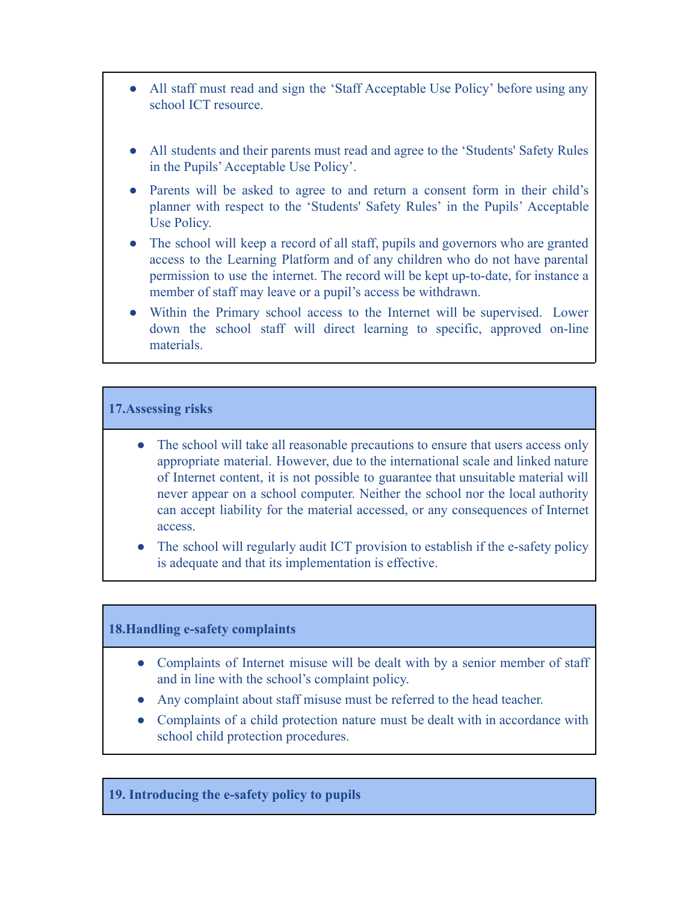- All staff must read and sign the 'Staff Acceptable Use Policy' before using any school ICT resource.

- All students and their parents must read and agree to the 'Students' Safety Rules in the Pupils' Acceptable Use Policy'.
- Parents will be asked to agree to and return a consent form in their child's planner with respect to the 'Students' Safety Rules' in the Pupils' Acceptable Use Policy.
- The school will keep a record of all staff, pupils and governors who are granted access to the Learning Platform and of any children who do not have parental permission to use the internet. The record will be kept up-to-date, for instance a member of staff may leave or a pupil's access be withdrawn.
- Within the Primary school access to the Internet will be supervised. Lower down the school staff will direct learning to specific, approved on-line materials.

## 17. Assessing risks

- The school will take all reasonable precautions to ensure that users access only appropriate material. However, due to the international scale and linked nature of Internet content, it is not possible to guarantee that unsuitable material will never appear on a school computer. Neither the school nor the local authority can accept liability for the material accessed, or any consequences of Internet access.
- The school will regularly audit ICT provision to establish if the e-safety policy is adequate and that its implementation is effective.

## 18. Handling e-safety complaints

- Complaints of Internet misuse will be dealt with by a senior member of staff and in line with the school's complaint policy.
- Any complaint about staff misuse must be referred to the head teacher.
- Complaints of a child protection nature must be dealt with in accordance with school child protection procedures.

## 19. Introducing the e-safety policy to pupils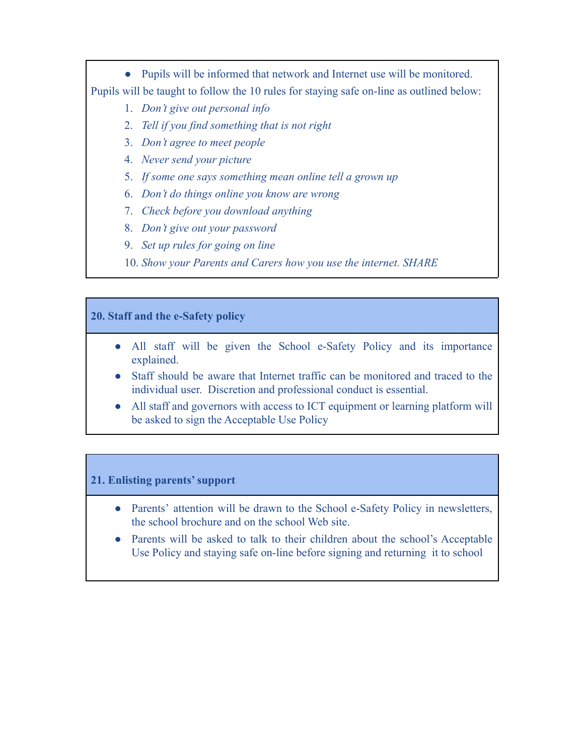- Pupils will be informed that network and Internet use will be monitored.

Pupils will be taught to follow the 10 rules for staying safe on-line as outlined below:

1. *Don't give out personal info*
2. *Tell if you find something that is not right*
3. *Don't agree to meet people*
4. *Never send your picture*
5. *If some one says something mean online tell a grown up*
6. *Don't do things online you know are wrong*
7. *Check before you download anything*
8. *Don't give out your password*
9. *Set up rules for going on line*
10. *Show your Parents and Carers how you use the internet. SHARE*

## 20. Staff and the e-Safety policy

- All staff will be given the School e-Safety Policy and its importance explained.
- Staff should be aware that Internet traffic can be monitored and traced to the individual user. Discretion and professional conduct is essential.
- All staff and governors with access to ICT equipment or learning platform will be asked to sign the Acceptable Use Policy

## 21. Enlisting parents' support

- Parents' attention will be drawn to the School e-Safety Policy in newsletters, the school brochure and on the school Web site.
- Parents will be asked to talk to their children about the school's Acceptable Use Policy and staying safe on-line before signing and returning it to school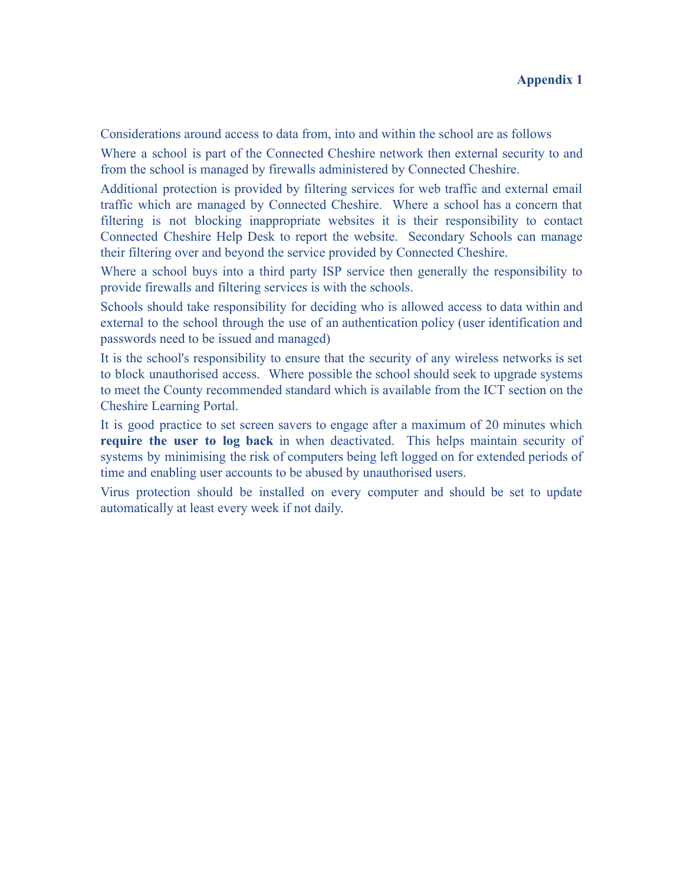**Appendix 1**

Considerations around access to data from, into and within the school are as follows

Where a school is part of the Connected Cheshire network then external security to and from the school is managed by firewalls administered by Connected Cheshire.

Additional protection is provided by filtering services for web traffic and external email traffic which are managed by Connected Cheshire. Where a school has a concern that filtering is not blocking inappropriate websites it is their responsibility to contact Connected Cheshire Help Desk to report the website. Secondary Schools can manage their filtering over and beyond the service provided by Connected Cheshire.

Where a school buys into a third party ISP service then generally the responsibility to provide firewalls and filtering services is with the schools.

Schools should take responsibility for deciding who is allowed access to data within and external to the school through the use of an authentication policy (user identification and passwords need to be issued and managed)

It is the school's responsibility to ensure that the security of any wireless networks is set to block unauthorised access. Where possible the school should seek to upgrade systems to meet the County recommended standard which is available from the ICT section on the Cheshire Learning Portal.

It is good practice to set screen savers to engage after a maximum of 20 minutes which **require the user to log back** in when deactivated. This helps maintain security of systems by minimising the risk of computers being left logged on for extended periods of time and enabling user accounts to be abused by unauthorised users.

Virus protection should be installed on every computer and should be set to update automatically at least every week if not daily.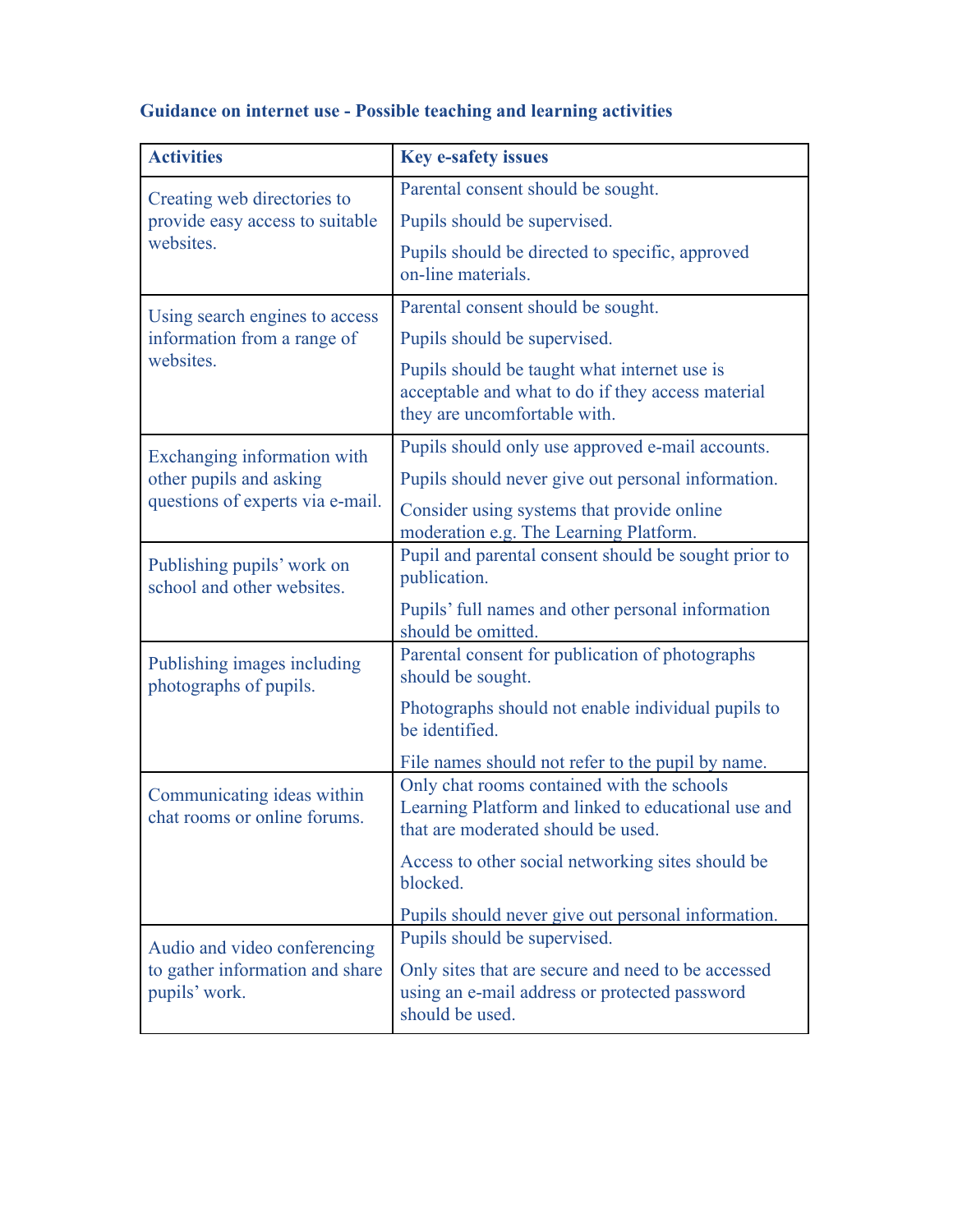**Guidance on internet use - Possible teaching and learning activities**

| **Activities** | **Key e-safety issues** |
|---|---|
| Creating web directories to provide easy access to suitable websites. | Parental consent should be sought.<br>Pupils should be supervised.<br>Pupils should be directed to specific, approved on-line materials. |
| Using search engines to access information from a range of websites. | Parental consent should be sought.<br>Pupils should be supervised.<br>Pupils should be taught what internet use is acceptable and what to do if they access material they are uncomfortable with. |
| Exchanging information with other pupils and asking questions of experts via e-mail. | Pupils should only use approved e-mail accounts.<br>Pupils should never give out personal information.<br>Consider using systems that provide online moderation e.g. The Learning Platform. |
| Publishing pupils' work on school and other websites. | Pupil and parental consent should be sought prior to publication.<br>Pupils' full names and other personal information should be omitted. |
| Publishing images including photographs of pupils. | Parental consent for publication of photographs should be sought.<br>Photographs should not enable individual pupils to be identified.<br>File names should not refer to the pupil by name. |
| Communicating ideas within chat rooms or online forums. | Only chat rooms contained with the schools Learning Platform and linked to educational use and that are moderated should be used.<br>Access to other social networking sites should be blocked.<br>Pupils should never give out personal information. |
| Audio and video conferencing to gather information and share pupils' work. | Pupils should be supervised.<br>Only sites that are secure and need to be accessed using an e-mail address or protected password should be used. |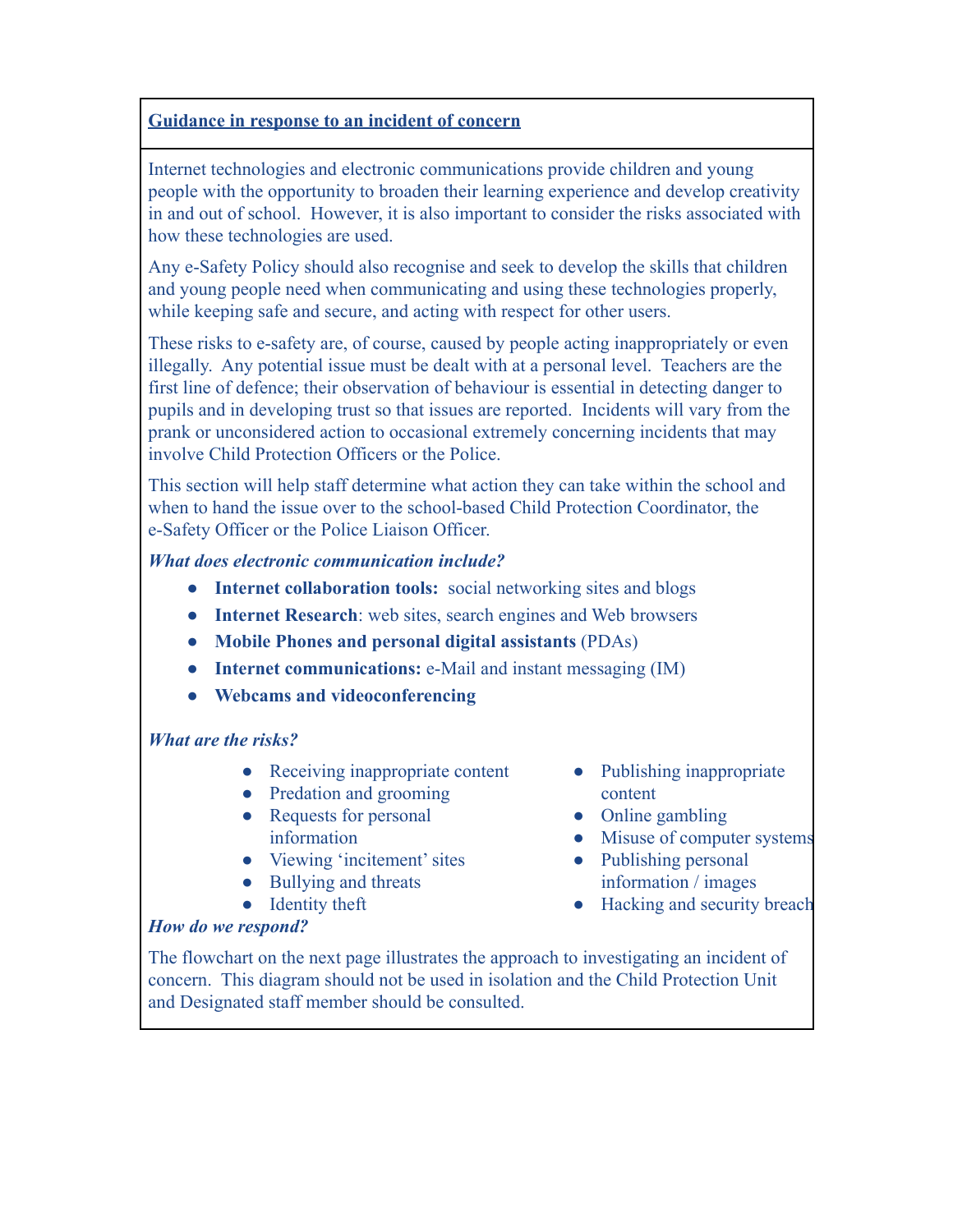## Guidance in response to an incident of concern

Internet technologies and electronic communications provide children and young people with the opportunity to broaden their learning experience and develop creativity in and out of school. However, it is also important to consider the risks associated with how these technologies are used.

Any e-Safety Policy should also recognise and seek to develop the skills that children and young people need when communicating and using these technologies properly, while keeping safe and secure, and acting with respect for other users.

These risks to e-safety are, of course, caused by people acting inappropriately or even illegally. Any potential issue must be dealt with at a personal level. Teachers are the first line of defence; their observation of behaviour is essential in detecting danger to pupils and in developing trust so that issues are reported. Incidents will vary from the prank or unconsidered action to occasional extremely concerning incidents that may involve Child Protection Officers or the Police.

This section will help staff determine what action they can take within the school and when to hand the issue over to the school-based Child Protection Coordinator, the e-Safety Officer or the Police Liaison Officer.

***What does electronic communication include?***

- **Internet collaboration tools:** social networking sites and blogs
- **Internet Research**: web sites, search engines and Web browsers
- **Mobile Phones and personal digital assistants** (PDAs)
- **Internet communications:** e-Mail and instant messaging (IM)
- **Webcams and videoconferencing**

***What are the risks?***

- Receiving inappropriate content
- Predation and grooming
- Requests for personal information
- Viewing 'incitement' sites
- Bullying and threats
- Identity theft
- Publishing inappropriate content
- Online gambling
- Misuse of computer systems
- Publishing personal information / images
- Hacking and security breach

***How do we respond?***

The flowchart on the next page illustrates the approach to investigating an incident of concern. This diagram should not be used in isolation and the Child Protection Unit and Designated staff member should be consulted.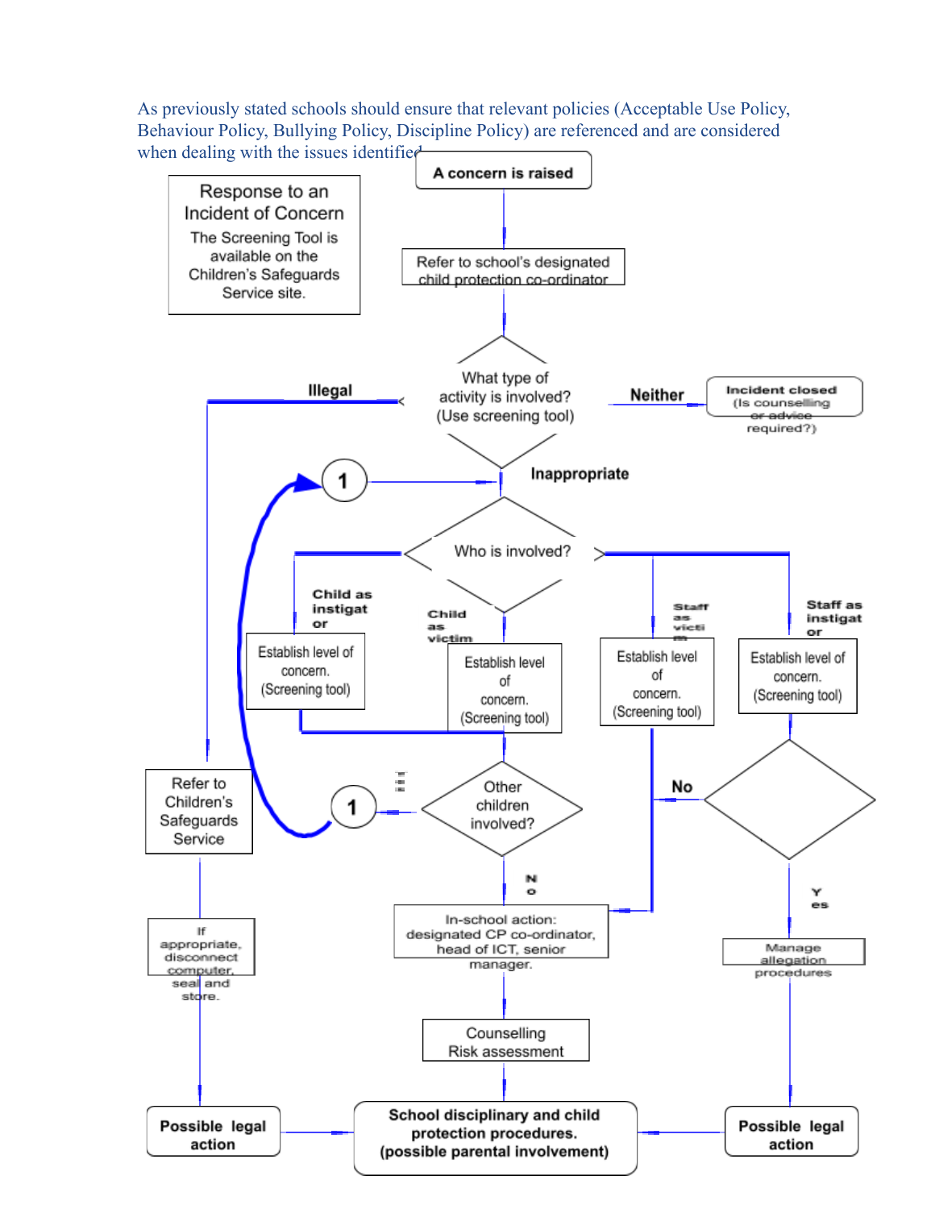As previously stated schools should ensure that relevant policies (Acceptable Use Policy, Behaviour Policy, Bullying Policy, Discipline Policy) are referenced and are considered when dealing with the issues identified.

**Response to an Incident of Concern**

The Screening Tool is available on the Children's Safeguards Service site.

**A concern is raised**

Refer to school's designated child protection co-ordinator

What type of activity is involved? (Use screening tool)

**Illegal**

**Neither**

Incident closed (Is counselling or advice required?)

**Inappropriate**

1

Who is involved?

Child as instigator

Child as victim

Staff as victim

Staff as instigator

Establish level of concern. (Screening tool)

Establish level of concern. (Screening tool)

Establish level of concern. (Screening tool)

Establish level of concern. (Screening tool)

Refer to Children's Safeguards Service

1

Other children involved?

**No**

No

Yes

If appropriate, disconnect computer, seal and store.

In-school action: designated CP co-ordinator, head of ICT, senior manager.

Manage allegation procedures

Counselling Risk assessment

**Possible legal action**

**School disciplinary and child protection procedures. (possible parental involvement)**

**Possible legal action**